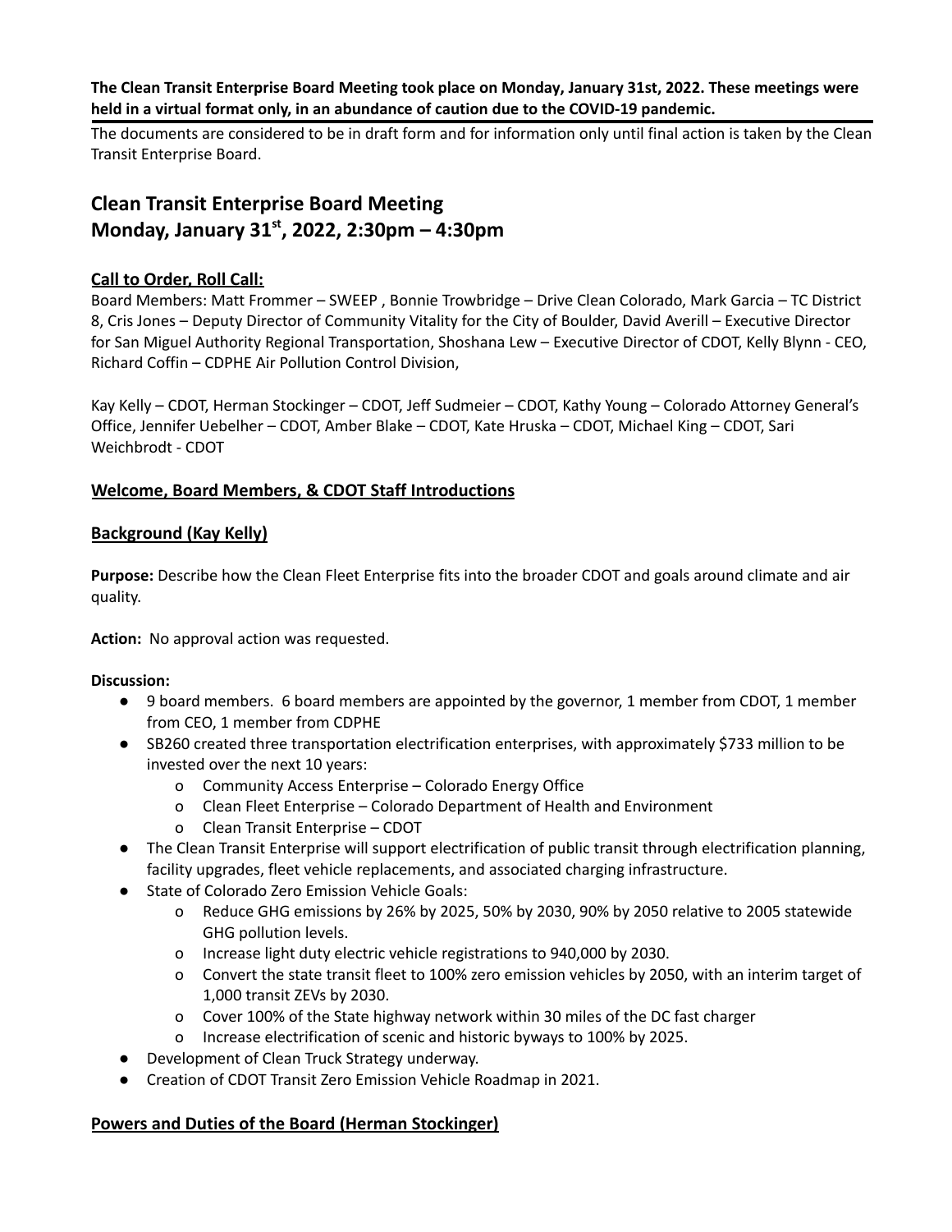**The Clean Transit Enterprise Board Meeting took place on Monday, January 31st, 2022. These meetings were held in a virtual format only, in an abundance of caution due to the COVID-19 pandemic.**

The documents are considered to be in draft form and for information only until final action is taken by the Clean Transit Enterprise Board.

# Clean Transit Enterprise Board Meeting
# Monday, January 31st, 2022, 2:30pm – 4:30pm

## Call to Order, Roll Call:

Board Members: Matt Frommer – SWEEP , Bonnie Trowbridge – Drive Clean Colorado, Mark Garcia – TC District 8, Cris Jones – Deputy Director of Community Vitality for the City of Boulder, David Averill – Executive Director for San Miguel Authority Regional Transportation, Shoshana Lew – Executive Director of CDOT, Kelly Blynn - CEO, Richard Coffin – CDPHE Air Pollution Control Division,

Kay Kelly – CDOT, Herman Stockinger – CDOT, Jeff Sudmeier – CDOT, Kathy Young – Colorado Attorney General's Office, Jennifer Uebelher – CDOT, Amber Blake – CDOT, Kate Hruska – CDOT, Michael King – CDOT, Sari Weichbrodt - CDOT

## Welcome, Board Members, & CDOT Staff Introductions

## Background (Kay Kelly)

**Purpose:** Describe how the Clean Fleet Enterprise fits into the broader CDOT and goals around climate and air quality.

**Action:** No approval action was requested.

**Discussion:**

- 9 board members. 6 board members are appointed by the governor, 1 member from CDOT, 1 member from CEO, 1 member from CDPHE
- SB260 created three transportation electrification enterprises, with approximately $733 million to be invested over the next 10 years:
  - Community Access Enterprise – Colorado Energy Office
  - Clean Fleet Enterprise – Colorado Department of Health and Environment
  - Clean Transit Enterprise – CDOT
- The Clean Transit Enterprise will support electrification of public transit through electrification planning, facility upgrades, fleet vehicle replacements, and associated charging infrastructure.
- State of Colorado Zero Emission Vehicle Goals:
  - Reduce GHG emissions by 26% by 2025, 50% by 2030, 90% by 2050 relative to 2005 statewide GHG pollution levels.
  - Increase light duty electric vehicle registrations to 940,000 by 2030.
  - Convert the state transit fleet to 100% zero emission vehicles by 2050, with an interim target of 1,000 transit ZEVs by 2030.
  - Cover 100% of the State highway network within 30 miles of the DC fast charger
  - Increase electrification of scenic and historic byways to 100% by 2025.
- Development of Clean Truck Strategy underway.
- Creation of CDOT Transit Zero Emission Vehicle Roadmap in 2021.

## Powers and Duties of the Board (Herman Stockinger)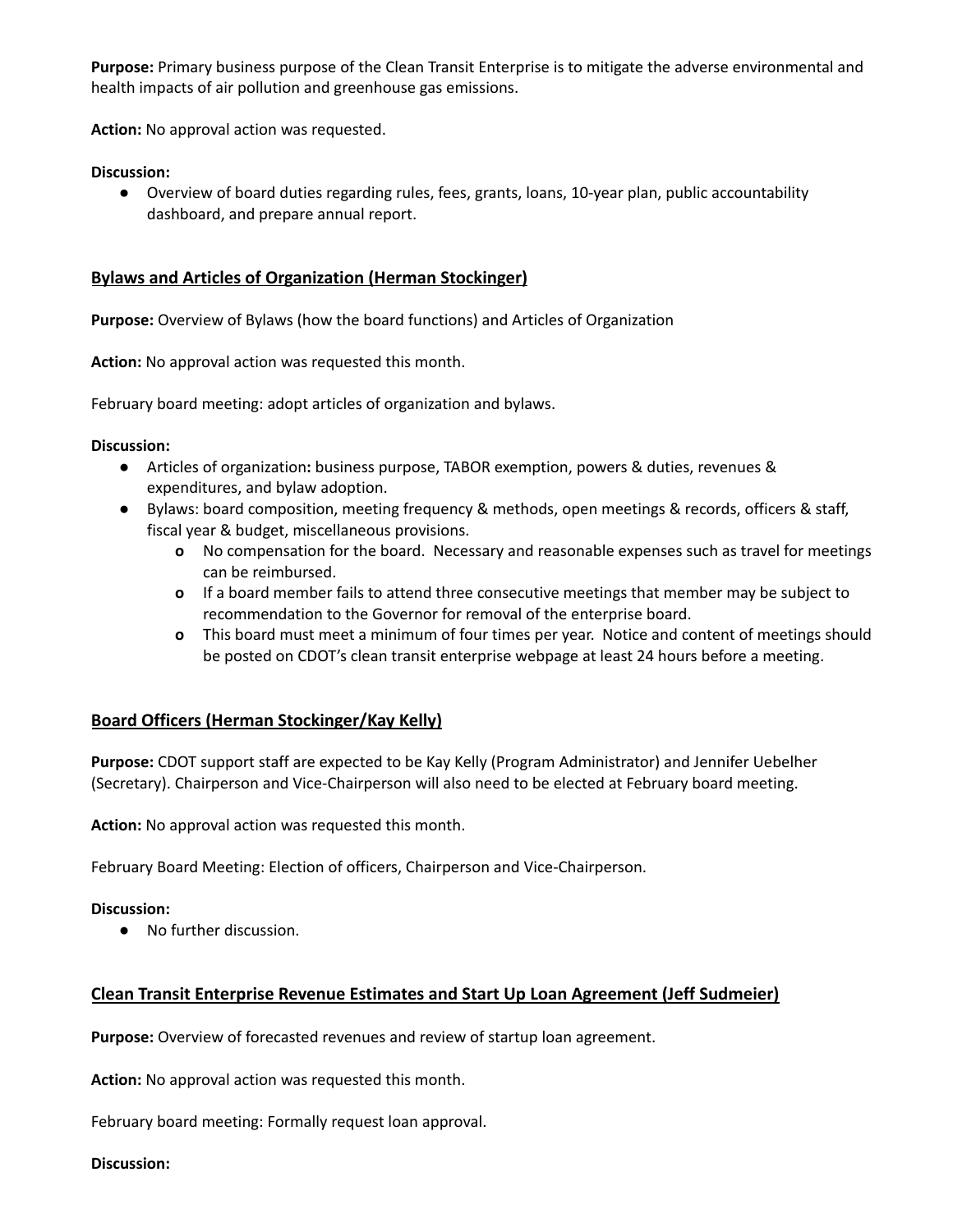**Purpose:** Primary business purpose of the Clean Transit Enterprise is to mitigate the adverse environmental and health impacts of air pollution and greenhouse gas emissions.

**Action:** No approval action was requested.

**Discussion:**

- Overview of board duties regarding rules, fees, grants, loans, 10-year plan, public accountability dashboard, and prepare annual report.

## Bylaws and Articles of Organization (Herman Stockinger)

**Purpose:** Overview of Bylaws (how the board functions) and Articles of Organization

**Action:** No approval action was requested this month.

February board meeting: adopt articles of organization and bylaws.

**Discussion:**

- Articles of organization**:** business purpose, TABOR exemption, powers & duties, revenues & expenditures, and bylaw adoption.
- Bylaws: board composition, meeting frequency & methods, open meetings & records, officers & staff, fiscal year & budget, miscellaneous provisions.
  - No compensation for the board. Necessary and reasonable expenses such as travel for meetings can be reimbursed.
  - If a board member fails to attend three consecutive meetings that member may be subject to recommendation to the Governor for removal of the enterprise board.
  - This board must meet a minimum of four times per year. Notice and content of meetings should be posted on CDOT's clean transit enterprise webpage at least 24 hours before a meeting.

## Board Officers (Herman Stockinger/Kay Kelly)

**Purpose:** CDOT support staff are expected to be Kay Kelly (Program Administrator) and Jennifer Uebelher (Secretary). Chairperson and Vice-Chairperson will also need to be elected at February board meeting.

**Action:** No approval action was requested this month.

February Board Meeting: Election of officers, Chairperson and Vice-Chairperson.

**Discussion:**

- No further discussion.

## Clean Transit Enterprise Revenue Estimates and Start Up Loan Agreement (Jeff Sudmeier)

**Purpose:** Overview of forecasted revenues and review of startup loan agreement.

**Action:** No approval action was requested this month.

February board meeting: Formally request loan approval.

**Discussion:**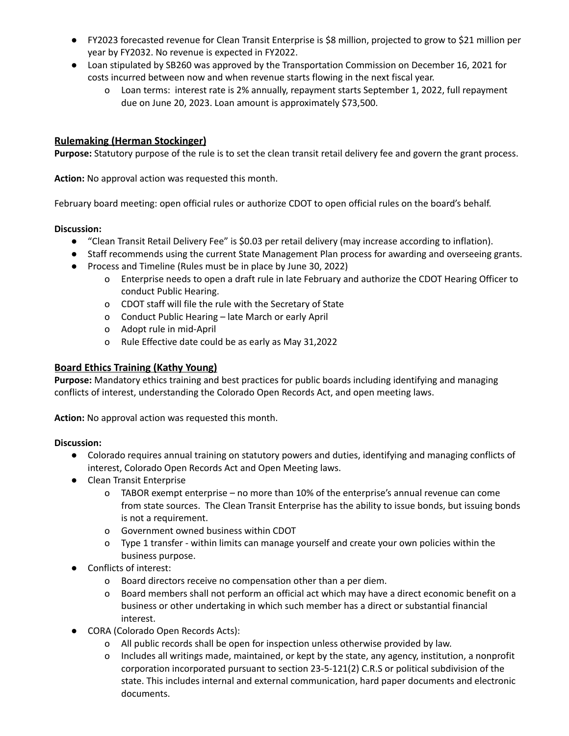- FY2023 forecasted revenue for Clean Transit Enterprise is $8 million, projected to grow to $21 million per year by FY2032. No revenue is expected in FY2022.
- Loan stipulated by SB260 was approved by the Transportation Commission on December 16, 2021 for costs incurred between now and when revenue starts flowing in the next fiscal year.
  - Loan terms: interest rate is 2% annually, repayment starts September 1, 2022, full repayment due on June 20, 2023. Loan amount is approximately $73,500.

## Rulemaking (Herman Stockinger)

**Purpose:** Statutory purpose of the rule is to set the clean transit retail delivery fee and govern the grant process.

**Action:** No approval action was requested this month.

February board meeting: open official rules or authorize CDOT to open official rules on the board's behalf.

**Discussion:**

- "Clean Transit Retail Delivery Fee" is $0.03 per retail delivery (may increase according to inflation).
- Staff recommends using the current State Management Plan process for awarding and overseeing grants.
- Process and Timeline (Rules must be in place by June 30, 2022)
  - Enterprise needs to open a draft rule in late February and authorize the CDOT Hearing Officer to conduct Public Hearing.
  - CDOT staff will file the rule with the Secretary of State
  - Conduct Public Hearing – late March or early April
  - Adopt rule in mid-April
  - Rule Effective date could be as early as May 31,2022

## Board Ethics Training (Kathy Young)

**Purpose:** Mandatory ethics training and best practices for public boards including identifying and managing conflicts of interest, understanding the Colorado Open Records Act, and open meeting laws.

**Action:** No approval action was requested this month.

**Discussion:**

- Colorado requires annual training on statutory powers and duties, identifying and managing conflicts of interest, Colorado Open Records Act and Open Meeting laws.
- Clean Transit Enterprise
  - TABOR exempt enterprise – no more than 10% of the enterprise's annual revenue can come from state sources. The Clean Transit Enterprise has the ability to issue bonds, but issuing bonds is not a requirement.
  - Government owned business within CDOT
  - Type 1 transfer - within limits can manage yourself and create your own policies within the business purpose.
- Conflicts of interest:
  - Board directors receive no compensation other than a per diem.
  - Board members shall not perform an official act which may have a direct economic benefit on a business or other undertaking in which such member has a direct or substantial financial interest.
- CORA (Colorado Open Records Acts):
  - All public records shall be open for inspection unless otherwise provided by law.
  - Includes all writings made, maintained, or kept by the state, any agency, institution, a nonprofit corporation incorporated pursuant to section 23-5-121(2) C.R.S or political subdivision of the state. This includes internal and external communication, hard paper documents and electronic documents.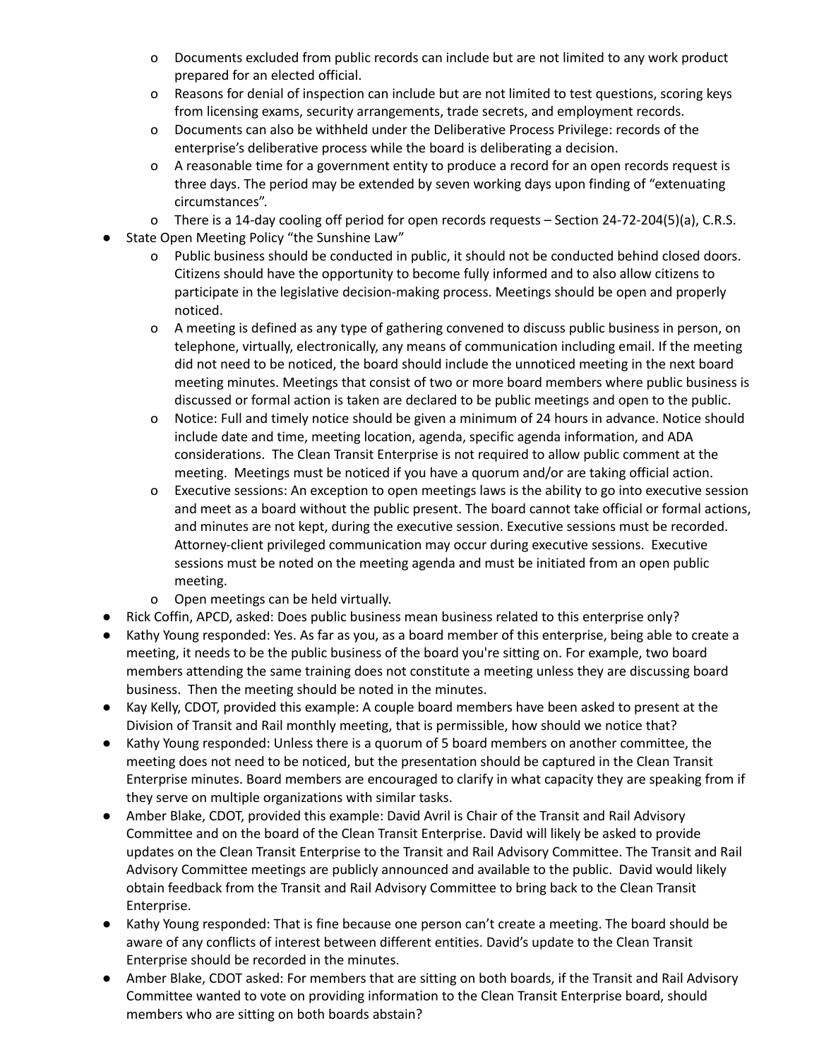- Documents excluded from public records can include but are not limited to any work product prepared for an elected official.
  - Reasons for denial of inspection can include but are not limited to test questions, scoring keys from licensing exams, security arrangements, trade secrets, and employment records.
  - Documents can also be withheld under the Deliberative Process Privilege: records of the enterprise's deliberative process while the board is deliberating a decision.
  - A reasonable time for a government entity to produce a record for an open records request is three days. The period may be extended by seven working days upon finding of "extenuating circumstances".
  - There is a 14-day cooling off period for open records requests – Section 24-72-204(5)(a), C.R.S.
- State Open Meeting Policy "the Sunshine Law"
  - Public business should be conducted in public, it should not be conducted behind closed doors. Citizens should have the opportunity to become fully informed and to also allow citizens to participate in the legislative decision-making process. Meetings should be open and properly noticed.
  - A meeting is defined as any type of gathering convened to discuss public business in person, on telephone, virtually, electronically, any means of communication including email. If the meeting did not need to be noticed, the board should include the unnoticed meeting in the next board meeting minutes. Meetings that consist of two or more board members where public business is discussed or formal action is taken are declared to be public meetings and open to the public.
  - Notice: Full and timely notice should be given a minimum of 24 hours in advance. Notice should include date and time, meeting location, agenda, specific agenda information, and ADA considerations. The Clean Transit Enterprise is not required to allow public comment at the meeting. Meetings must be noticed if you have a quorum and/or are taking official action.
  - Executive sessions: An exception to open meetings laws is the ability to go into executive session and meet as a board without the public present. The board cannot take official or formal actions, and minutes are not kept, during the executive session. Executive sessions must be recorded. Attorney-client privileged communication may occur during executive sessions. Executive sessions must be noted on the meeting agenda and must be initiated from an open public meeting.
  - Open meetings can be held virtually.
- Rick Coffin, APCD, asked: Does public business mean business related to this enterprise only?
- Kathy Young responded: Yes. As far as you, as a board member of this enterprise, being able to create a meeting, it needs to be the public business of the board you're sitting on. For example, two board members attending the same training does not constitute a meeting unless they are discussing board business. Then the meeting should be noted in the minutes.
- Kay Kelly, CDOT, provided this example: A couple board members have been asked to present at the Division of Transit and Rail monthly meeting, that is permissible, how should we notice that?
- Kathy Young responded: Unless there is a quorum of 5 board members on another committee, the meeting does not need to be noticed, but the presentation should be captured in the Clean Transit Enterprise minutes. Board members are encouraged to clarify in what capacity they are speaking from if they serve on multiple organizations with similar tasks.
- Amber Blake, CDOT, provided this example: David Avril is Chair of the Transit and Rail Advisory Committee and on the board of the Clean Transit Enterprise. David will likely be asked to provide updates on the Clean Transit Enterprise to the Transit and Rail Advisory Committee. The Transit and Rail Advisory Committee meetings are publicly announced and available to the public. David would likely obtain feedback from the Transit and Rail Advisory Committee to bring back to the Clean Transit Enterprise.
- Kathy Young responded: That is fine because one person can't create a meeting. The board should be aware of any conflicts of interest between different entities. David's update to the Clean Transit Enterprise should be recorded in the minutes.
- Amber Blake, CDOT asked: For members that are sitting on both boards, if the Transit and Rail Advisory Committee wanted to vote on providing information to the Clean Transit Enterprise board, should members who are sitting on both boards abstain?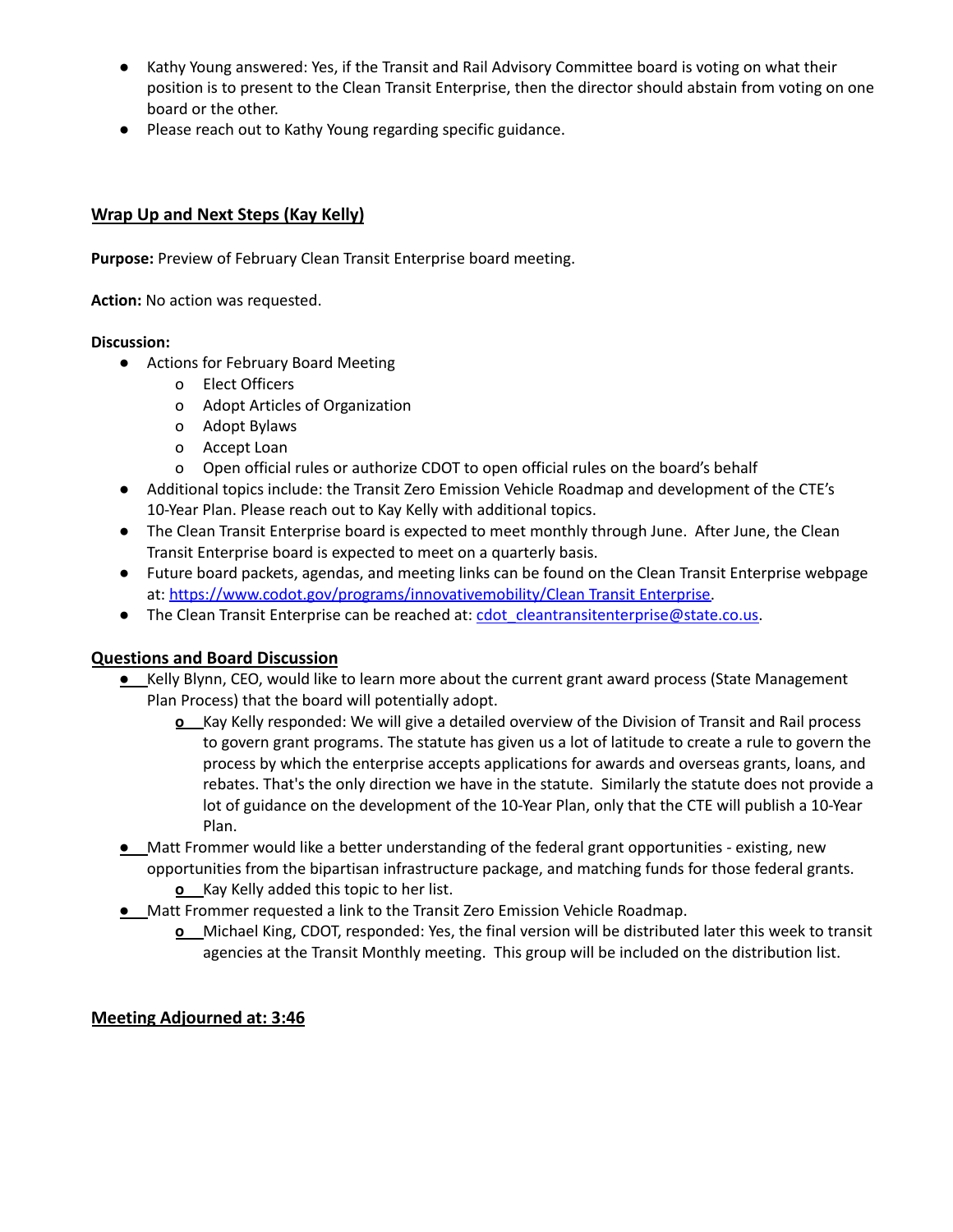- Kathy Young answered: Yes, if the Transit and Rail Advisory Committee board is voting on what their position is to present to the Clean Transit Enterprise, then the director should abstain from voting on one board or the other.
- Please reach out to Kathy Young regarding specific guidance.

## Wrap Up and Next Steps (Kay Kelly)

**Purpose:** Preview of February Clean Transit Enterprise board meeting.

**Action:** No action was requested.

**Discussion:**

- Actions for February Board Meeting
  - Elect Officers
  - Adopt Articles of Organization
  - Adopt Bylaws
  - Accept Loan
  - Open official rules or authorize CDOT to open official rules on the board's behalf
- Additional topics include: the Transit Zero Emission Vehicle Roadmap and development of the CTE's 10-Year Plan. Please reach out to Kay Kelly with additional topics.
- The Clean Transit Enterprise board is expected to meet monthly through June. After June, the Clean Transit Enterprise board is expected to meet on a quarterly basis.
- Future board packets, agendas, and meeting links can be found on the Clean Transit Enterprise webpage at: [https://www.codot.gov/programs/innovativemobility/Clean Transit Enterprise](https://www.codot.gov/programs/innovativemobility/Clean Transit Enterprise).
- The Clean Transit Enterprise can be reached at: [cdot_cleantransitenterprise@state.co.us](mailto:cdot_cleantransitenterprise@state.co.us).

## Questions and Board Discussion

- Kelly Blynn, CEO, would like to learn more about the current grant award process (State Management Plan Process) that the board will potentially adopt.
  - Kay Kelly responded: We will give a detailed overview of the Division of Transit and Rail process to govern grant programs. The statute has given us a lot of latitude to create a rule to govern the process by which the enterprise accepts applications for awards and overseas grants, loans, and rebates. That's the only direction we have in the statute. Similarly the statute does not provide a lot of guidance on the development of the 10-Year Plan, only that the CTE will publish a 10-Year Plan.
- Matt Frommer would like a better understanding of the federal grant opportunities - existing, new opportunities from the bipartisan infrastructure package, and matching funds for those federal grants.
  - Kay Kelly added this topic to her list.
- Matt Frommer requested a link to the Transit Zero Emission Vehicle Roadmap.
  - Michael King, CDOT, responded: Yes, the final version will be distributed later this week to transit agencies at the Transit Monthly meeting. This group will be included on the distribution list.

## Meeting Adjourned at: 3:46